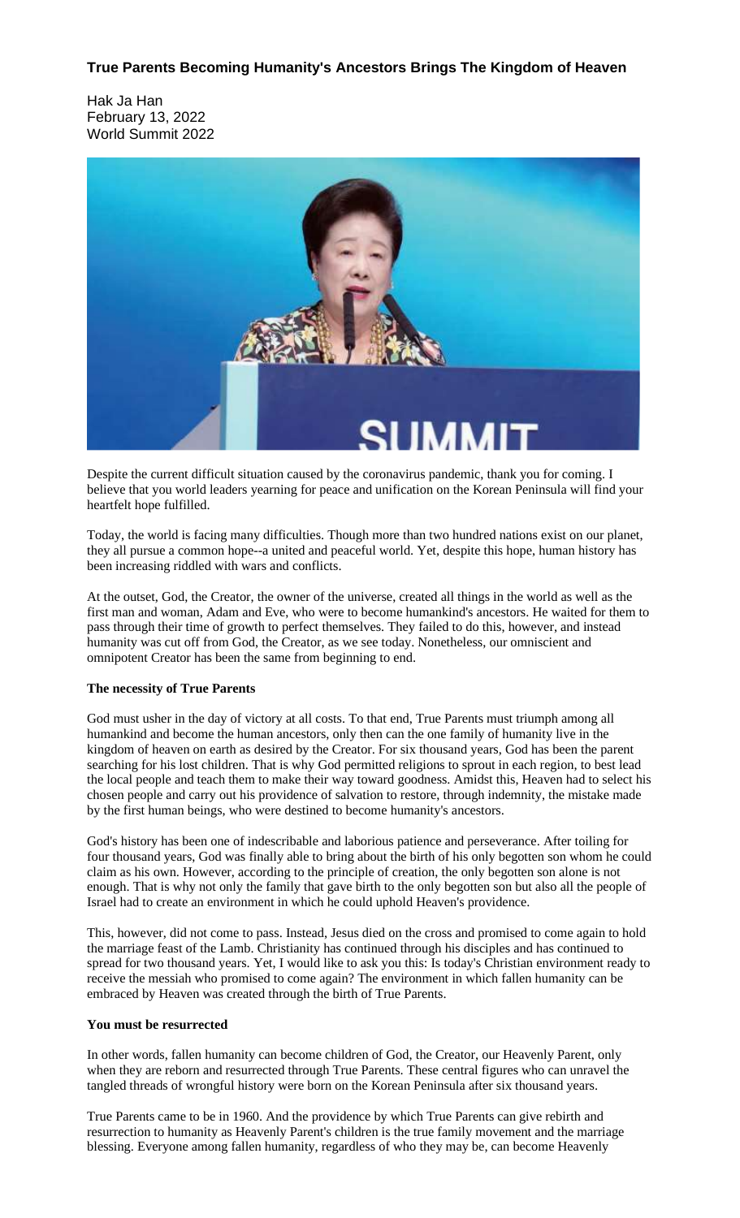**True Parents Becoming Humanity's Ancestors Brings The Kingdom of Heaven**

Hak Ja Han
February 13, 2022
World Summit 2022

Despite the current difficult situation caused by the coronavirus pandemic, thank you for coming. I believe that you world leaders yearning for peace and unification on the Korean Peninsula will find your heartfelt hope fulfilled.

Today, the world is facing many difficulties. Though more than two hundred nations exist on our planet, they all pursue a common hope--a united and peaceful world. Yet, despite this hope, human history has been increasing riddled with wars and conflicts.

At the outset, God, the Creator, the owner of the universe, created all things in the world as well as the first man and woman, Adam and Eve, who were to become humankind's ancestors. He waited for them to pass through their time of growth to perfect themselves. They failed to do this, however, and instead humanity was cut off from God, the Creator, as we see today. Nonetheless, our omniscient and omnipotent Creator has been the same from beginning to end.

**The necessity of True Parents**

God must usher in the day of victory at all costs. To that end, True Parents must triumph among all humankind and become the human ancestors, only then can the one family of humanity live in the kingdom of heaven on earth as desired by the Creator. For six thousand years, God has been the parent searching for his lost children. That is why God permitted religions to sprout in each region, to best lead the local people and teach them to make their way toward goodness. Amidst this, Heaven had to select his chosen people and carry out his providence of salvation to restore, through indemnity, the mistake made by the first human beings, who were destined to become humanity's ancestors.

God's history has been one of indescribable and laborious patience and perseverance. After toiling for four thousand years, God was finally able to bring about the birth of his only begotten son whom he could claim as his own. However, according to the principle of creation, the only begotten son alone is not enough. That is why not only the family that gave birth to the only begotten son but also all the people of Israel had to create an environment in which he could uphold Heaven's providence.

This, however, did not come to pass. Instead, Jesus died on the cross and promised to come again to hold the marriage feast of the Lamb. Christianity has continued through his disciples and has continued to spread for two thousand years. Yet, I would like to ask you this: Is today's Christian environment ready to receive the messiah who promised to come again? The environment in which fallen humanity can be embraced by Heaven was created through the birth of True Parents.

**You must be resurrected**

In other words, fallen humanity can become children of God, the Creator, our Heavenly Parent, only when they are reborn and resurrected through True Parents. These central figures who can unravel the tangled threads of wrongful history were born on the Korean Peninsula after six thousand years.

True Parents came to be in 1960. And the providence by which True Parents can give rebirth and resurrection to humanity as Heavenly Parent's children is the true family movement and the marriage blessing. Everyone among fallen humanity, regardless of who they may be, can become Heavenly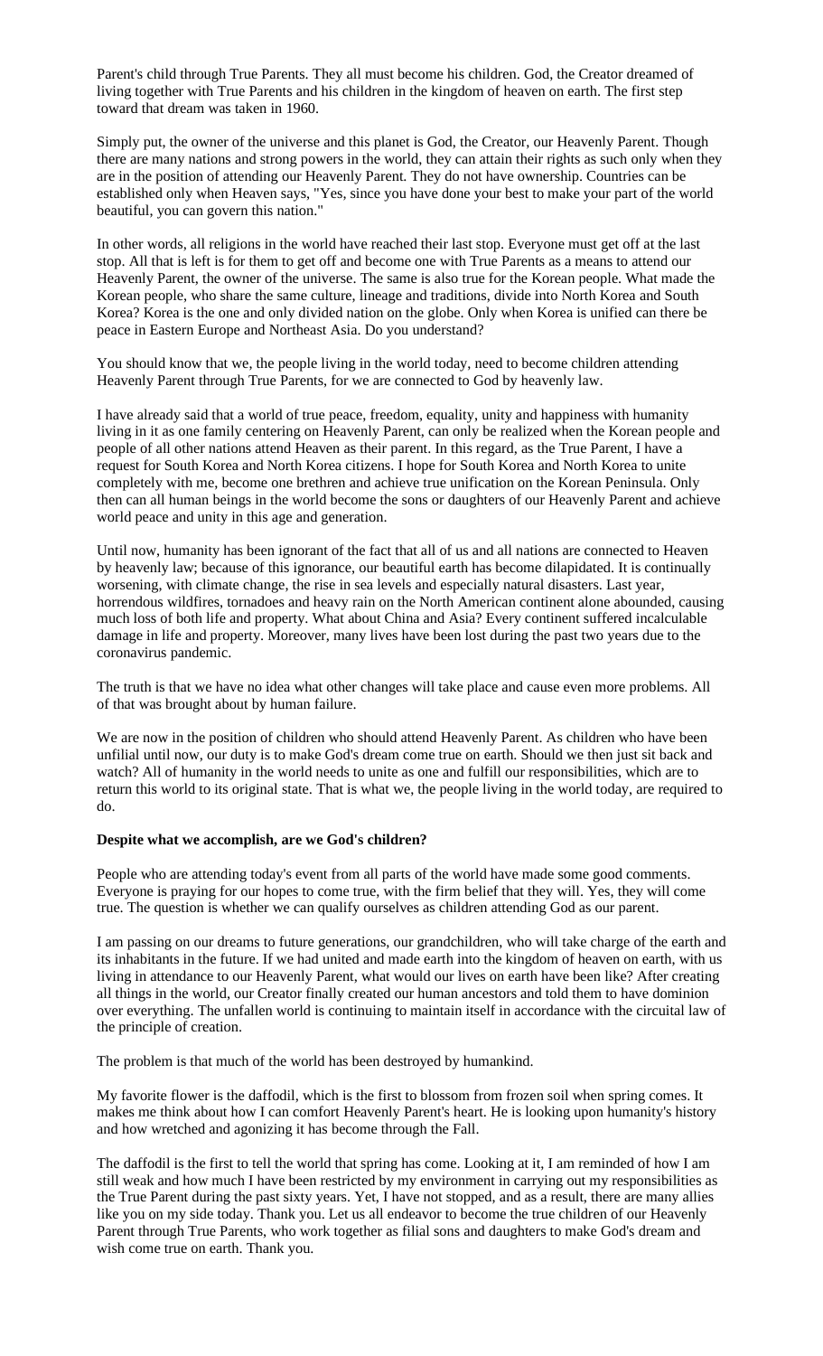Parent's child through True Parents. They all must become his children. God, the Creator dreamed of living together with True Parents and his children in the kingdom of heaven on earth. The first step toward that dream was taken in 1960.

Simply put, the owner of the universe and this planet is God, the Creator, our Heavenly Parent. Though there are many nations and strong powers in the world, they can attain their rights as such only when they are in the position of attending our Heavenly Parent. They do not have ownership. Countries can be established only when Heaven says, "Yes, since you have done your best to make your part of the world beautiful, you can govern this nation."

In other words, all religions in the world have reached their last stop. Everyone must get off at the last stop. All that is left is for them to get off and become one with True Parents as a means to attend our Heavenly Parent, the owner of the universe. The same is also true for the Korean people. What made the Korean people, who share the same culture, lineage and traditions, divide into North Korea and South Korea? Korea is the one and only divided nation on the globe. Only when Korea is unified can there be peace in Eastern Europe and Northeast Asia. Do you understand?

You should know that we, the people living in the world today, need to become children attending Heavenly Parent through True Parents, for we are connected to God by heavenly law.

I have already said that a world of true peace, freedom, equality, unity and happiness with humanity living in it as one family centering on Heavenly Parent, can only be realized when the Korean people and people of all other nations attend Heaven as their parent. In this regard, as the True Parent, I have a request for South Korea and North Korea citizens. I hope for South Korea and North Korea to unite completely with me, become one brethren and achieve true unification on the Korean Peninsula. Only then can all human beings in the world become the sons or daughters of our Heavenly Parent and achieve world peace and unity in this age and generation.

Until now, humanity has been ignorant of the fact that all of us and all nations are connected to Heaven by heavenly law; because of this ignorance, our beautiful earth has become dilapidated. It is continually worsening, with climate change, the rise in sea levels and especially natural disasters. Last year, horrendous wildfires, tornadoes and heavy rain on the North American continent alone abounded, causing much loss of both life and property. What about China and Asia? Every continent suffered incalculable damage in life and property. Moreover, many lives have been lost during the past two years due to the coronavirus pandemic.

The truth is that we have no idea what other changes will take place and cause even more problems. All of that was brought about by human failure.

We are now in the position of children who should attend Heavenly Parent. As children who have been unfilial until now, our duty is to make God's dream come true on earth. Should we then just sit back and watch? All of humanity in the world needs to unite as one and fulfill our responsibilities, which are to return this world to its original state. That is what we, the people living in the world today, are required to do.

**Despite what we accomplish, are we God's children?**

People who are attending today's event from all parts of the world have made some good comments. Everyone is praying for our hopes to come true, with the firm belief that they will. Yes, they will come true. The question is whether we can qualify ourselves as children attending God as our parent.

I am passing on our dreams to future generations, our grandchildren, who will take charge of the earth and its inhabitants in the future. If we had united and made earth into the kingdom of heaven on earth, with us living in attendance to our Heavenly Parent, what would our lives on earth have been like? After creating all things in the world, our Creator finally created our human ancestors and told them to have dominion over everything. The unfallen world is continuing to maintain itself in accordance with the circuital law of the principle of creation.

The problem is that much of the world has been destroyed by humankind.

My favorite flower is the daffodil, which is the first to blossom from frozen soil when spring comes. It makes me think about how I can comfort Heavenly Parent's heart. He is looking upon humanity's history and how wretched and agonizing it has become through the Fall.

The daffodil is the first to tell the world that spring has come. Looking at it, I am reminded of how I am still weak and how much I have been restricted by my environment in carrying out my responsibilities as the True Parent during the past sixty years. Yet, I have not stopped, and as a result, there are many allies like you on my side today. Thank you. Let us all endeavor to become the true children of our Heavenly Parent through True Parents, who work together as filial sons and daughters to make God's dream and wish come true on earth. Thank you.